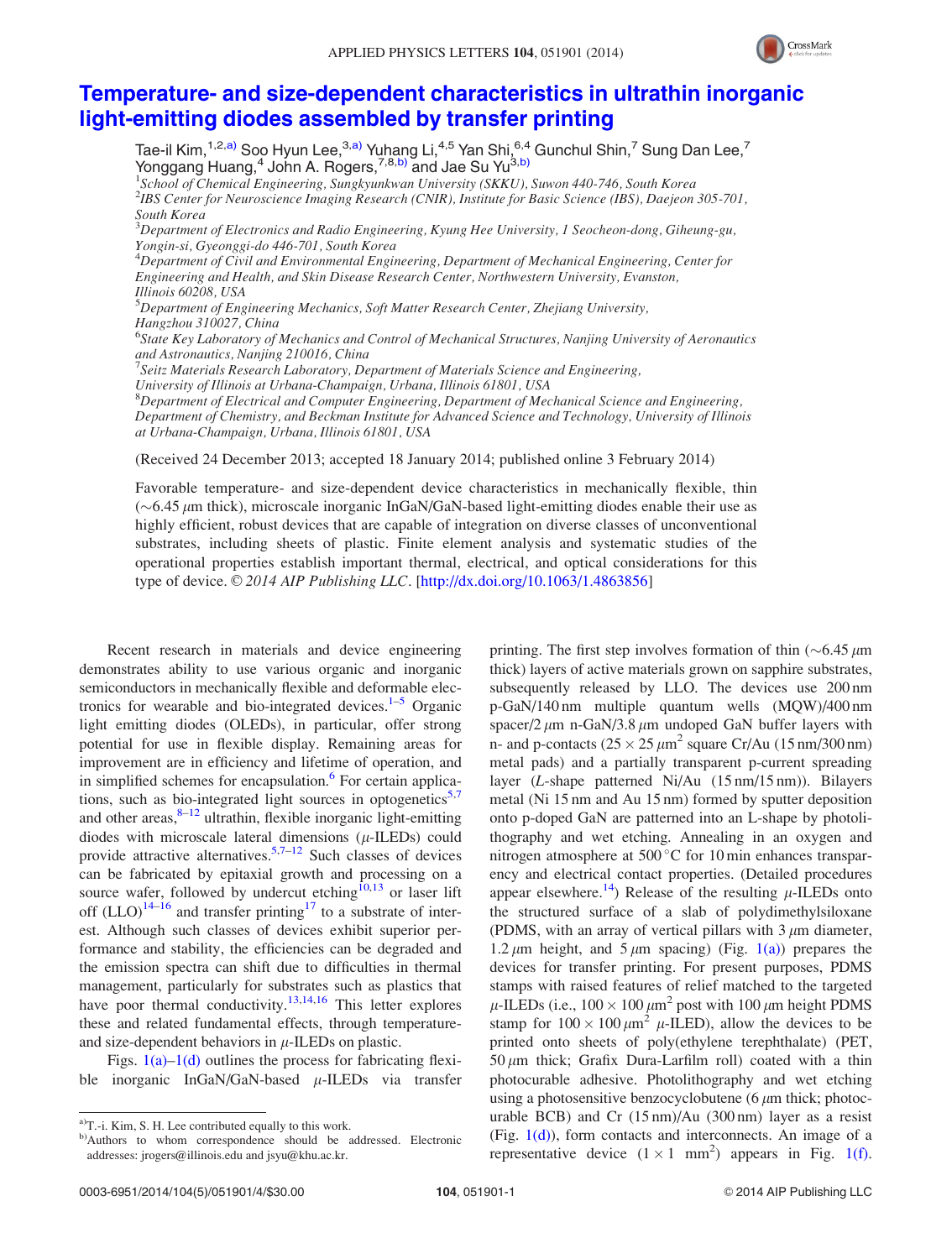# Temperature- and size-dependent characteristics in ultrathin inorganic light-emitting diodes assembled by transfer printing

Tae-il Kim,[1,2,a)] Soo Hyun Lee,[3,a)] Yuhang Li,[4,5] Yan Shi,[6,4] Gunchul Shin,[7] Sung Dan Lee,[7] Yonggang Huang,[4] John A. Rogers,[7,8,b)] and Jae Su Yu[3,b)]

[1]*School of Chemical Engineering, Sungkyunkwan University (SKKU), Suwon 440-746, South Korea*
[2]*IBS Center for Neuroscience Imaging Research (CNIR), Institute for Basic Science (IBS), Daejeon 305-701, South Korea*
[3]*Department of Electronics and Radio Engineering, Kyung Hee University, 1 Seocheon-dong, Giheung-gu, Yongin-si, Gyeonggi-do 446-701, South Korea*
[4]*Department of Civil and Environmental Engineering, Department of Mechanical Engineering, Center for Engineering and Health, and Skin Disease Research Center, Northwestern University, Evanston, Illinois 60208, USA*
[5]*Department of Engineering Mechanics, Soft Matter Research Center, Zhejiang University, Hangzhou 310027, China*
[6]*State Key Laboratory of Mechanics and Control of Mechanical Structures, Nanjing University of Aeronautics and Astronautics, Nanjing 210016, China*
[7]*Seitz Materials Research Laboratory, Department of Materials Science and Engineering, University of Illinois at Urbana-Champaign, Urbana, Illinois 61801, USA*
[8]*Department of Electrical and Computer Engineering, Department of Mechanical Science and Engineering, Department of Chemistry, and Beckman Institute for Advanced Science and Technology, University of Illinois at Urbana-Champaign, Urbana, Illinois 61801, USA*

(Received 24 December 2013; accepted 18 January 2014; published online 3 February 2014)

Favorable temperature- and size-dependent device characteristics in mechanically flexible, thin ($\sim$6.45 $\mu$m thick), microscale inorganic InGaN/GaN-based light-emitting diodes enable their use as highly efficient, robust devices that are capable of integration on diverse classes of unconventional substrates, including sheets of plastic. Finite element analysis and systematic studies of the operational properties establish important thermal, electrical, and optical considerations for this type of device. © *2014 AIP Publishing LLC*. [http://dx.doi.org/10.1063/1.4863856]

Recent research in materials and device engineering demonstrates ability to use various organic and inorganic semiconductors in mechanically flexible and deformable electronics for wearable and bio-integrated devices.[1–5] Organic light emitting diodes (OLEDs), in particular, offer strong potential for use in flexible display. Remaining areas for improvement are in efficiency and lifetime of operation, and in simplified schemes for encapsulation.[6] For certain applications, such as bio-integrated light sources in optogenetics[5,7] and other areas,[8–12] ultrathin, flexible inorganic light-emitting diodes with microscale lateral dimensions ($\mu$-ILEDs) could provide attractive alternatives.[5,7–12] Such classes of devices can be fabricated by epitaxial growth and processing on a source wafer, followed by undercut etching[10,13] or laser lift off (LLO)[14–16] and transfer printing[17] to a substrate of interest. Although such classes of devices exhibit superior performance and stability, the efficiencies can be degraded and the emission spectra can shift due to difficulties in thermal management, particularly for substrates such as plastics that have poor thermal conductivity.[13,14,16] This letter explores these and related fundamental effects, through temperature- and size-dependent behaviors in $\mu$-ILEDs on plastic.

Figs. 1(a)–1(d) outlines the process for fabricating flexible inorganic InGaN/GaN-based $\mu$-ILEDs via transfer printing. The first step involves formation of thin ($\sim$6.45 $\mu$m thick) layers of active materials grown on sapphire substrates, subsequently released by LLO. The devices use 200 nm p-GaN/140 nm multiple quantum wells (MQW)/400 nm spacer/2 $\mu$m n-GaN/3.8 $\mu$m undoped GaN buffer layers with n- and p-contacts ($25 \times 25$ $\mu m^2$ square Cr/Au (15 nm/300 nm) metal pads) and a partially transparent p-current spreading layer (*L*-shape patterned Ni/Au (15 nm/15 nm)). Bilayers metal (Ni 15 nm and Au 15 nm) formed by sputter deposition onto p-doped GaN are patterned into an L-shape by photolithography and wet etching. Annealing in an oxygen and nitrogen atmosphere at 500 °C for 10 min enhances transparency and electrical contact properties. (Detailed procedures appear elsewhere.[14]) Release of the resulting $\mu$-ILEDs onto the structured surface of a slab of polydimethylsiloxane (PDMS, with an array of vertical pillars with 3 $\mu$m diameter, 1.2 $\mu$m height, and 5 $\mu$m spacing) (Fig. 1(a)) prepares the devices for transfer printing. For present purposes, PDMS stamps with raised features of relief matched to the targeted $\mu$-ILEDs (i.e., $100 \times 100$ $\mu m^2$ post with 100 $\mu$m height PDMS stamp for $100 \times 100$ $\mu m^2$ $\mu$-ILED), allow the devices to be printed onto sheets of poly(ethylene terephthalate) (PET, 50 $\mu$m thick; Grafix Dura-Larfilm roll) coated with a thin photocurable adhesive. Photolithography and wet etching using a photosensitive benzocyclobutene (6 $\mu$m thick; photocurable BCB) and Cr (15 nm)/Au (300 nm) layer as a resist (Fig. 1(d)), form contacts and interconnects. An image of a representative device ($1 \times 1$ mm$^2$) appears in Fig. 1(f).

[a)] T.-i. Kim, S. H. Lee contributed equally to this work.
[b)] Authors to whom correspondence should be addressed. Electronic addresses: jrogers@illinois.edu and jsyu@khu.ac.kr.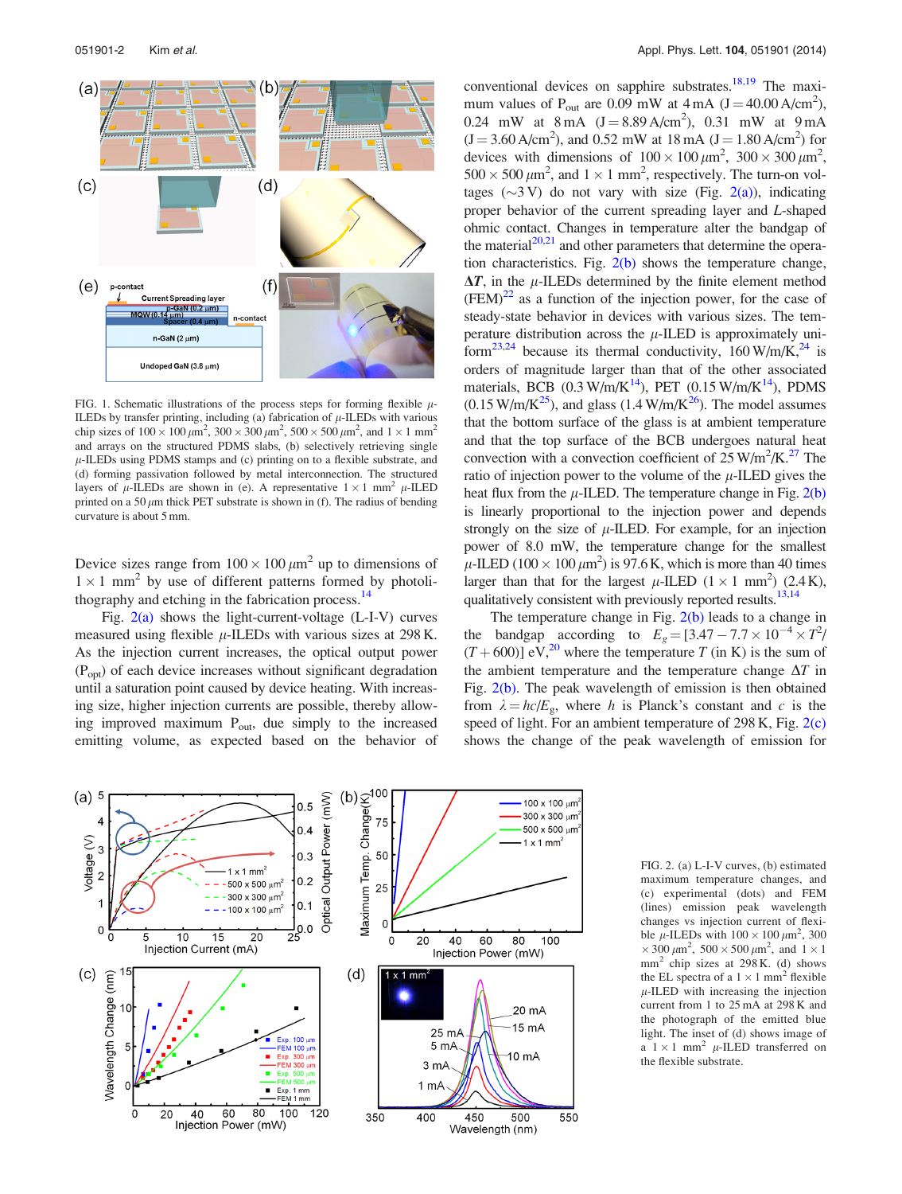FIG. 1. Schematic illustrations of the process steps for forming flexible $\mu$-ILEDs by transfer printing, including (a) fabrication of $\mu$-ILEDs with various chip sizes of $100 \times 100\,\mu m^2$, $300 \times 300\,\mu m^2$, $500 \times 500\,\mu m^2$, and $1 \times 1$ mm$^2$ and arrays on the structured PDMS slabs, (b) selectively retrieving single $\mu$-ILEDs using PDMS stamps and (c) printing on to a flexible substrate, and (d) forming passivation followed by metal interconnection. The structured layers of $\mu$-ILEDs are shown in (e). A representative $1 \times 1$ mm$^2$ $\mu$-ILED printed on a 50 $\mu$m thick PET substrate is shown in (f). The radius of bending curvature is about 5 mm.

Device sizes range from $100 \times 100\,\mu m^2$ up to dimensions of $1 \times 1$ mm$^2$ by use of different patterns formed by photolithography and etching in the fabrication process.[14]

Fig. 2(a) shows the light-current-voltage (L-I-V) curves measured using flexible $\mu$-ILEDs with various sizes at 298 K. As the injection current increases, the optical output power ($P_{opt}$) of each device increases without significant degradation until a saturation point caused by device heating. With increasing size, higher injection currents are possible, thereby allowing improved maximum $P_{out}$, due simply to the increased emitting volume, as expected based on the behavior of conventional devices on sapphire substrates.[18,19] The maximum values of $P_{out}$ are 0.09 mW at 4 mA ($J = 40.00$ A/cm$^2$), 0.24 mW at 8 mA ($J = 8.89$ A/cm$^2$), 0.31 mW at 9 mA ($J = 3.60$ A/cm$^2$), and 0.52 mW at 18 mA ($J = 1.80$ A/cm$^2$) for devices with dimensions of $100 \times 100\,\mu m^2$, $300 \times 300\,\mu m^2$, $500 \times 500\,\mu m^2$, and $1 \times 1$ mm$^2$, respectively. The turn-on voltages ($\sim$3 V) do not vary with size (Fig. 2(a)), indicating proper behavior of the current spreading layer and $L$-shaped ohmic contact. Changes in temperature alter the bandgap of the material[20,21] and other parameters that determine the operation characteristics. Fig. 2(b) shows the temperature change, $\Delta T$, in the $\mu$-ILEDs determined by the finite element method (FEM)[22] as a function of the injection power, for the case of steady-state behavior in devices with various sizes. The temperature distribution across the $\mu$-ILED is approximately uniform[23,24] because its thermal conductivity, 160 W/m/K,[24] is orders of magnitude larger than that of the other associated materials, BCB (0.3 W/m/K[14]), PET (0.15 W/m/K[14]), PDMS (0.15 W/m/K[25]), and glass (1.4 W/m/K[26]). The model assumes that the bottom surface of the glass is at ambient temperature and that the top surface of the BCB undergoes natural heat convection with a convection coefficient of 25 W/m$^2$/K.[27] The ratio of injection power to the volume of the $\mu$-ILED gives the heat flux from the $\mu$-ILED. The temperature change in Fig. 2(b) is linearly proportional to the injection power and depends strongly on the size of $\mu$-ILED. For example, for an injection power of 8.0 mW, the temperature change for the smallest $\mu$-ILED ($100 \times 100\,\mu m^2$) is 97.6 K, which is more than 40 times larger than that for the largest $\mu$-ILED ($1 \times 1$ mm$^2$) (2.4 K), qualitatively consistent with previously reported results.[13,14]

The temperature change in Fig. 2(b) leads to a change in the bandgap according to $E_g = [3.47 - 7.7 \times 10^{-4} \times T^2/(T + 600)]$ eV,[20] where the temperature $T$ (in K) is the sum of the ambient temperature and the temperature change $\Delta T$ in Fig. 2(b). The peak wavelength of emission is then obtained from $\lambda = hc/E_g$, where $h$ is Planck's constant and $c$ is the speed of light. For an ambient temperature of 298 K, Fig. 2(c) shows the change of the peak wavelength of emission for

FIG. 2. (a) L-I-V curves, (b) estimated maximum temperature changes, and (c) experimental (dots) and FEM (lines) emission peak wavelength changes vs injection current of flexible $\mu$-ILEDs with $100 \times 100\,\mu m^2$, $300 \times 300\,\mu m^2$, $500 \times 500\,\mu m^2$, and $1 \times 1$ mm$^2$ chip sizes at 298 K. (d) shows the EL spectra of a $1 \times 1$ mm$^2$ flexible $\mu$-ILED with increasing the injection current from 1 to 25 mA at 298 K and the photograph of the emitted blue light. The inset of (d) shows image of a $1 \times 1$ mm$^2$ $\mu$-ILED transferred on the flexible substrate.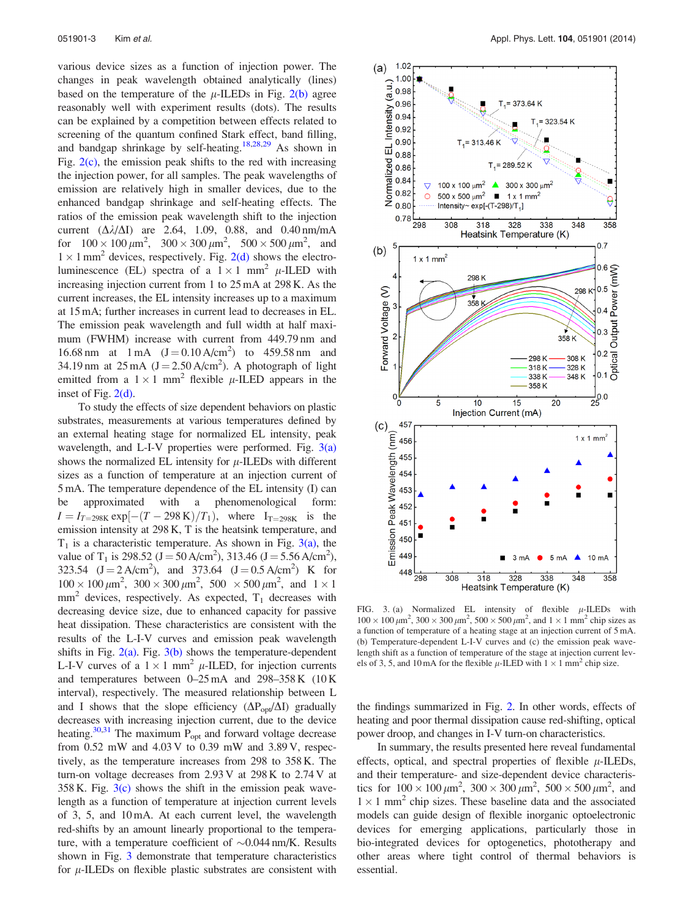various device sizes as a function of injection power. The changes in peak wavelength obtained analytically (lines) based on the temperature of the $\mu$-ILEDs in Fig. 2(b) agree reasonably well with experiment results (dots). This result can be explained by a competition between effects related to screening of the quantum confined Stark effect, band filling, and bandgap shrinkage by self-heating.[18,28,29] As shown in Fig. 2(c), the emission peak shifts to the red with increasing the injection power, for all samples. The peak wavelengths of emission are relatively high in smaller devices, due to the enhanced bandgap shrinkage and self-heating effects. The ratios of the emission peak wavelength shift to the injection current ($\Delta\lambda/\Delta I$) are 2.64, 1.09, 0.88, and 0.40 nm/mA for $100 \times 100\,\mu m^2$, $300 \times 300\,\mu m^2$, $500 \times 500\,\mu m^2$, and $1 \times 1\,mm^2$ devices, respectively. Fig. 2(d) shows the electroluminescence (EL) spectra of a $1 \times 1\,mm^2$ $\mu$-ILED with increasing injection current from 1 to 25 mA at 298 K. As the current increases, the EL intensity increases up to a maximum at 15 mA; further increases in current lead to decreases in EL. The emission peak wavelength and full width at half maximum (FWHM) increase with current from 449.79 nm and 16.68 nm at 1 mA ($J = 0.10\,A/cm^2$) to 459.58 nm and 34.19 nm at 25 mA ($J = 2.50\,A/cm^2$). A photograph of light emitted from a $1 \times 1\,mm^2$ flexible $\mu$-ILED appears in the inset of Fig. 2(d).

To study the effects of size dependent behaviors on plastic substrates, measurements at various temperatures defined by an external heating stage for normalized EL intensity, peak wavelength, and L-I-V properties were performed. Fig. 3(a) shows the normalized EL intensity for $\mu$-ILEDs with different sizes as a function of temperature at an injection current of 5 mA. The temperature dependence of the EL intensity (I) can be approximated with a phenomenological form: $I = I_{T=298K} \exp[-(T - 298\,K)/T_1]$, where $I_{T=298K}$ is the emission intensity at 298 K, T is the heatsink temperature, and $T_1$ is a characteristic temperature. As shown in Fig. 3(a), the value of $T_1$ is 298.52 ($J = 50\,A/cm^2$), 313.46 ($J = 5.56\,A/cm^2$), 323.54 ($J = 2\,A/cm^2$), and 373.64 ($J = 0.5\,A/cm^2$) K for $100 \times 100\,\mu m^2$, $300 \times 300\,\mu m^2$, $500 \times 500\,\mu m^2$, and $1 \times 1\,mm^2$ devices, respectively. As expected, $T_1$ decreases with decreasing device size, due to enhanced capacity for passive heat dissipation. These characteristics are consistent with the results of the L-I-V curves and emission peak wavelength shifts in Fig. 2(a). Fig. 3(b) shows the temperature-dependent L-I-V curves of a $1 \times 1\,mm^2$ $\mu$-ILED, for injection currents and temperatures between 0–25 mA and 298–358 K (10 K interval), respectively. The measured relationship between L and I shows that the slope efficiency ($\Delta P_{opt}/\Delta I$) gradually decreases with increasing injection current, due to the device heating.[30,31] The maximum $P_{opt}$ and forward voltage decrease from 0.52 mW and 4.03 V to 0.39 mW and 3.89 V, respectively, as the temperature increases from 298 to 358 K. The turn-on voltage decreases from 2.93 V at 298 K to 2.74 V at 358 K. Fig. 3(c) shows the shift in the emission peak wavelength as a function of temperature at injection current levels of 3, 5, and 10 mA. At each current level, the wavelength red-shifts by an amount linearly proportional to the temperature, with a temperature coefficient of ~0.044 nm/K. Results shown in Fig. 3 demonstrate that temperature characteristics for $\mu$-ILEDs on flexible plastic substrates are consistent with the findings summarized in Fig. 2. In other words, effects of heating and poor thermal dissipation cause red-shifting, optical power droop, and changes in I-V turn-on characteristics.

FIG. 3. (a) Normalized EL intensity of flexible $\mu$-ILEDs with $100 \times 100\,\mu m^2$, $300 \times 300\,\mu m^2$, $500 \times 500\,\mu m^2$, and $1 \times 1\,mm^2$ chip sizes as a function of temperature of a heating stage at an injection current of 5 mA. (b) Temperature-dependent L-I-V curves and (c) the emission peak wavelength shift as a function of temperature of the stage at injection current levels of 3, 5, and 10 mA for the flexible $\mu$-ILED with $1 \times 1\,mm^2$ chip size.

In summary, the results presented here reveal fundamental effects, optical, and spectral properties of flexible $\mu$-ILEDs, and their temperature- and size-dependent device characteristics for $100 \times 100\,\mu m^2$, $300 \times 300\,\mu m^2$, $500 \times 500\,\mu m^2$, and $1 \times 1\,mm^2$ chip sizes. These baseline data and the associated models can guide design of flexible inorganic optoelectronic devices for emerging applications, particularly those in bio-integrated devices for optogenetics, phototherapy and other areas where tight control of thermal behaviors is essential.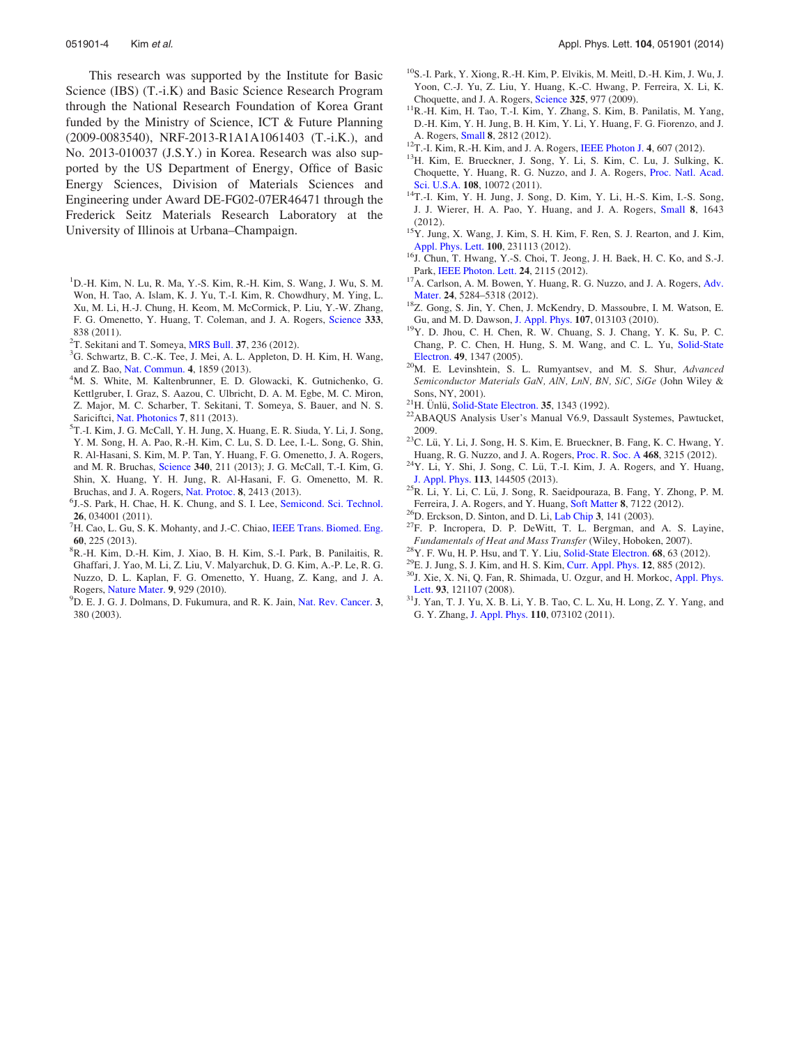This research was supported by the Institute for Basic Science (IBS) (T.-i.K) and Basic Science Research Program through the National Research Foundation of Korea Grant funded by the Ministry of Science, ICT & Future Planning (2009-0083540), NRF-2013-R1A1A1061403 (T.-i.K.), and No. 2013-010037 (J.S.Y.) in Korea. Research was also supported by the US Department of Energy, Office of Basic Energy Sciences, Division of Materials Sciences and Engineering under Award DE-FG02-07ER46471 through the Frederick Seitz Materials Research Laboratory at the University of Illinois at Urbana–Champaign.

[1]D.-H. Kim, N. Lu, R. Ma, Y.-S. Kim, R.-H. Kim, S. Wang, J. Wu, S. M. Won, H. Tao, A. Islam, K. J. Yu, T.-I. Kim, R. Chowdhury, M. Ying, L. Xu, M. Li, H.-J. Chung, H. Keom, M. McCormick, P. Liu, Y.-W. Zhang, F. G. Omenetto, Y. Huang, T. Coleman, and J. A. Rogers, Science **333**, 838 (2011).

[2]T. Sekitani and T. Someya, MRS Bull. **37**, 236 (2012).

[3]G. Schwartz, B. C.-K. Tee, J. Mei, A. L. Appleton, D. H. Kim, H. Wang, and Z. Bao, Nat. Commun. **4**, 1859 (2013).

[4]M. S. White, M. Kaltenbrunner, E. D. Glowacki, K. Gutnichenko, G. Kettlgruber, I. Graz, S. Aazou, C. Ulbricht, D. A. M. Egbe, M. C. Miron, Z. Major, M. C. Scharber, T. Sekitani, T. Someya, S. Bauer, and N. S. Sariciftci, Nat. Photonics **7**, 811 (2013).

[5]T.-I. Kim, J. G. McCall, Y. H. Jung, X. Huang, E. R. Siuda, Y. Li, J. Song, Y. M. Song, H. A. Pao, R.-H. Kim, C. Lu, S. D. Lee, I.-L. Song, G. Shin, R. Al-Hasani, S. Kim, M. P. Tan, Y. Huang, F. G. Omenetto, J. A. Rogers, and M. R. Bruchas, Science **340**, 211 (2013); J. G. McCall, T.-I. Kim, G. Shin, X. Huang, Y. H. Jung, R. Al-Hasani, F. G. Omenetto, M. R. Bruchas, and J. A. Rogers, Nat. Protoc. **8**, 2413 (2013).

[6]J.-S. Park, H. Chae, H. K. Chung, and S. I. Lee, Semicond. Sci. Technol. **26**, 034001 (2011).

[7]H. Cao, L. Gu, S. K. Mohanty, and J.-C. Chiao, IEEE Trans. Biomed. Eng. **60**, 225 (2013).

[8]R.-H. Kim, D.-H. Kim, J. Xiao, B. H. Kim, S.-I. Park, B. Panilaitis, R. Ghaffari, J. Yao, M. Li, Z. Liu, V. Malyarchuk, D. G. Kim, A.-P. Le, R. G. Nuzzo, D. L. Kaplan, F. G. Omenetto, Y. Huang, Z. Kang, and J. A. Rogers, Nature Mater. **9**, 929 (2010).

[9]D. E. J. G. J. Dolmans, D. Fukumura, and R. K. Jain, Nat. Rev. Cancer. **3**, 380 (2003).

[10]S.-I. Park, Y. Xiong, R.-H. Kim, P. Elvikis, M. Meitl, D.-H. Kim, J. Wu, J. Yoon, C.-J. Yu, Z. Liu, Y. Huang, K.-C. Hwang, P. Ferreira, X. Li, K. Choquette, and J. A. Rogers, Science **325**, 977 (2009).

[11]R.-H. Kim, H. Tao, T.-I. Kim, Y. Zhang, S. Kim, B. Panilatis, M. Yang, D.-H. Kim, Y. H. Jung, B. H. Kim, Y. Li, Y. Huang, F. G. Fiorenzo, and J. A. Rogers, Small **8**, 2812 (2012).

[12]T.-I. Kim, R.-H. Kim, and J. A. Rogers, IEEE Photon J. **4**, 607 (2012).

[13]H. Kim, E. Brueckner, J. Song, Y. Li, S. Kim, C. Lu, J. Sulking, K. Choquette, Y. Huang, R. G. Nuzzo, and J. A. Rogers, Proc. Natl. Acad. Sci. U.S.A. **108**, 10072 (2011).

[14]T.-I. Kim, Y. H. Jung, J. Song, D. Kim, Y. Li, H.-S. Kim, I.-S. Song, J. J. Wierer, H. A. Pao, Y. Huang, and J. A. Rogers, Small **8**, 1643 (2012).

[15]Y. Jung, X. Wang, J. Kim, S. H. Kim, F. Ren, S. J. Rearton, and J. Kim, Appl. Phys. Lett. **100**, 231113 (2012).

[16]J. Chun, T. Hwang, Y.-S. Choi, T. Jeong, J. H. Baek, H. C. Ko, and S.-J. Park, IEEE Photon. Lett. **24**, 2115 (2012).

[17]A. Carlson, A. M. Bowen, Y. Huang, R. G. Nuzzo, and J. A. Rogers, Adv. Mater. **24**, 5284–5318 (2012).

[18]Z. Gong, S. Jin, Y. Chen, J. McKendry, D. Massoubre, I. M. Watson, E. Gu, and M. D. Dawson, J. Appl. Phys. **107**, 013103 (2010).

[19]Y. D. Jhou, C. H. Chen, R. W. Chuang, S. J. Chang, Y. K. Su, P. C. Chang, P. C. Chen, H. Hung, S. M. Wang, and C. L. Yu, Solid-State Electron. **49**, 1347 (2005).

[20]M. E. Levinshtein, S. L. Rumyantsev, and M. S. Shur, *Advanced Semiconductor Materials GaN, AlN, LnN, BN, SiC, SiGe* (John Wiley & Sons, NY, 2001).

[21]H. Ünlü, Solid-State Electron. **35**, 1343 (1992).

[22]ABAQUS Analysis User's Manual V6.9, Dassault Systemes, Pawtucket, 2009.

[23]C. Lü, Y. Li, J. Song, H. S. Kim, E. Brueckner, B. Fang, K. C. Hwang, Y. Huang, R. G. Nuzzo, and J. A. Rogers, Proc. R. Soc. A **468**, 3215 (2012).

[24]Y. Li, Y. Shi, J. Song, C. Lü, T.-I. Kim, J. A. Rogers, and Y. Huang, J. Appl. Phys. **113**, 144505 (2013).

[25]R. Li, Y. Li, C. Lü, J. Song, R. Saeidpouraza, B. Fang, Y. Zhong, P. M. Ferreira, J. A. Rogers, and Y. Huang, Soft Matter **8**, 7122 (2012).

[26]D. Erckson, D. Sinton, and D. Li, Lab Chip **3**, 141 (2003).

[27]F. P. Incropera, D. P. DeWitt, T. L. Bergman, and A. S. Layine, *Fundamentals of Heat and Mass Transfer* (Wiley, Hoboken, 2007).

[28]Y. F. Wu, H. P. Hsu, and T. Y. Liu, Solid-State Electron. **68**, 63 (2012).

[29]E. J. Jung, S. J. Kim, and H. S. Kim, Curr. Appl. Phys. **12**, 885 (2012).

[30]J. Xie, X. Ni, Q. Fan, R. Shimada, U. Ozgur, and H. Morkoc, Appl. Phys. Lett. **93**, 121107 (2008).

[31]J. Yan, T. J. Yu, X. B. Li, Y. B. Tao, C. L. Xu, H. Long, Z. Y. Yang, and G. Y. Zhang, J. Appl. Phys. **110**, 073102 (2011).